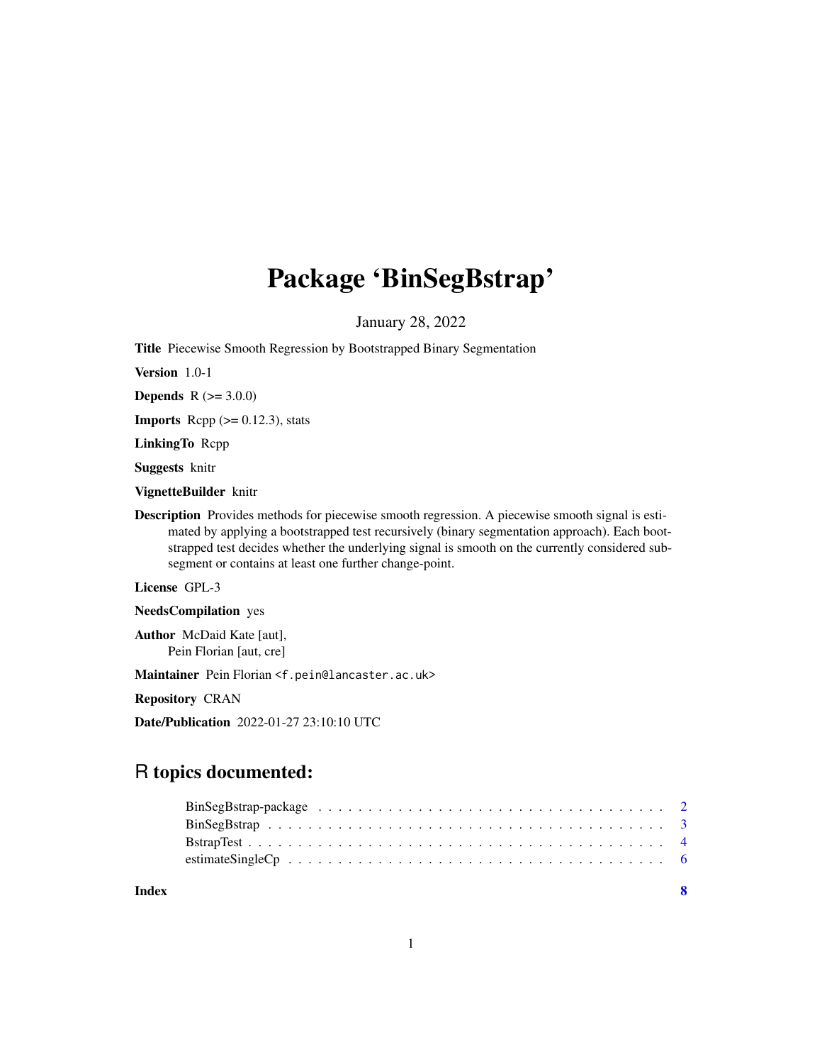# Package 'BinSegBstrap'

January 28, 2022

**Title** Piecewise Smooth Regression by Bootstrapped Binary Segmentation

**Version** 1.0-1

**Depends** R (>= 3.0.0)

**Imports** Rcpp (>= 0.12.3), stats

**LinkingTo** Rcpp

**Suggests** knitr

**VignetteBuilder** knitr

**Description** Provides methods for piecewise smooth regression. A piecewise smooth signal is estimated by applying a bootstrapped test recursively (binary segmentation approach). Each bootstrapped test decides whether the underlying signal is smooth on the currently considered subsegment or contains at least one further change-point.

**License** GPL-3

**NeedsCompilation** yes

**Author** McDaid Kate [aut],
Pein Florian [aut, cre]

**Maintainer** Pein Florian <f.pein@lancaster.ac.uk>

**Repository** CRAN

**Date/Publication** 2022-01-27 23:10:10 UTC

## R topics documented:

| | |
|---|---|
| BinSegBstrap-package | 2 |
| BinSegBstrap | 3 |
| BstrapTest | 4 |
| estimateSingleCp | 6 |
| **Index** | **8** |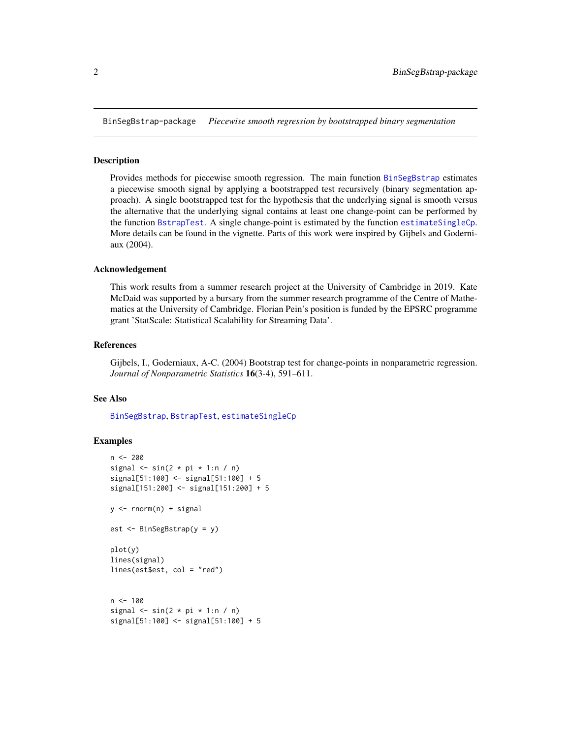BinSegBstrap-package *Piecewise smooth regression by bootstrapped binary segmentation*

## Description

Provides methods for piecewise smooth regression. The main function BinSegBstrap estimates a piecewise smooth signal by applying a bootstrapped test recursively (binary segmentation approach). A single bootstrapped test for the hypothesis that the underlying signal is smooth versus the alternative that the underlying signal contains at least one change-point can be performed by the function BstrapTest. A single change-point is estimated by the function estimateSingleCp. More details can be found in the vignette. Parts of this work were inspired by Gijbels and Goderniaux (2004).

## Acknowledgement

This work results from a summer research project at the University of Cambridge in 2019. Kate McDaid was supported by a bursary from the summer research programme of the Centre of Mathematics at the University of Cambridge. Florian Pein's position is funded by the EPSRC programme grant 'StatScale: Statistical Scalability for Streaming Data'.

## References

Gijbels, I., Goderniaux, A-C. (2004) Bootstrap test for change-points in nonparametric regression. *Journal of Nonparametric Statistics* **16**(3-4), 591–611.

## See Also

BinSegBstrap, BstrapTest, estimateSingleCp

## Examples

```
n <- 200
signal <- sin(2 * pi * 1:n / n)
signal[51:100] <- signal[51:100] + 5
signal[151:200] <- signal[151:200] + 5

y <- rnorm(n) + signal

est <- BinSegBstrap(y = y)

plot(y)
lines(signal)
lines(est$est, col = "red")


n <- 100
signal <- sin(2 * pi * 1:n / n)
signal[51:100] <- signal[51:100] + 5
```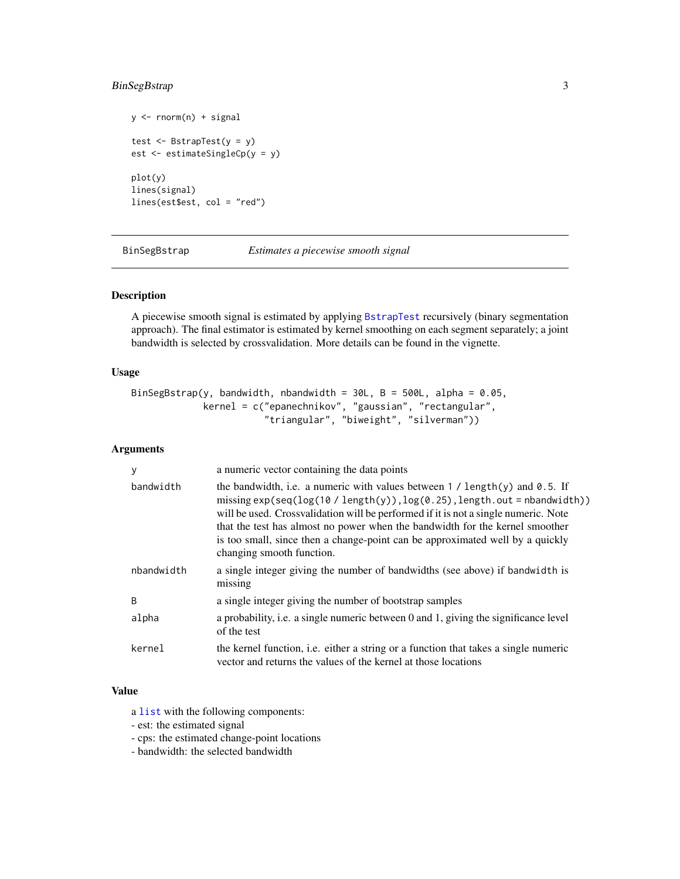```
y <- rnorm(n) + signal

test <- BstrapTest(y = y)
est <- estimateSingleCp(y = y)

plot(y)
lines(signal)
lines(est$est, col = "red")
```

---

## BinSegBstrap — *Estimates a piecewise smooth signal*

---

### Description

A piecewise smooth signal is estimated by applying BstrapTest recursively (binary segmentation approach). The final estimator is estimated by kernel smoothing on each segment separately; a joint bandwidth is selected by crossvalidation. More details can be found in the vignette.

### Usage

```
BinSegBstrap(y, bandwidth, nbandwidth = 30L, B = 500L, alpha = 0.05,
             kernel = c("epanechnikov", "gaussian", "rectangular",
                        "triangular", "biweight", "silverman"))
```

### Arguments

| | |
|---|---|
| `y` | a numeric vector containing the data points |
| `bandwidth` | the bandwidth, i.e. a numeric with values between `1 / length(y)` and `0.5`. If missing `exp(seq(log(10 / length(y)),log(0.25),length.out = nbandwidth))` will be used. Crossvalidation will be performed if it is not a single numeric. Note that the test has almost no power when the bandwidth for the kernel smoother is too small, since then a change-point can be approximated well by a quickly changing smooth function. |
| `nbandwidth` | a single integer giving the number of bandwidths (see above) if `bandwidth` is missing |
| `B` | a single integer giving the number of bootstrap samples |
| `alpha` | a probability, i.e. a single numeric between 0 and 1, giving the significance level of the test |
| `kernel` | the kernel function, i.e. either a string or a function that takes a single numeric vector and returns the values of the kernel at those locations |

### Value

a list with the following components:
- est: the estimated signal
- cps: the estimated change-point locations
- bandwidth: the selected bandwidth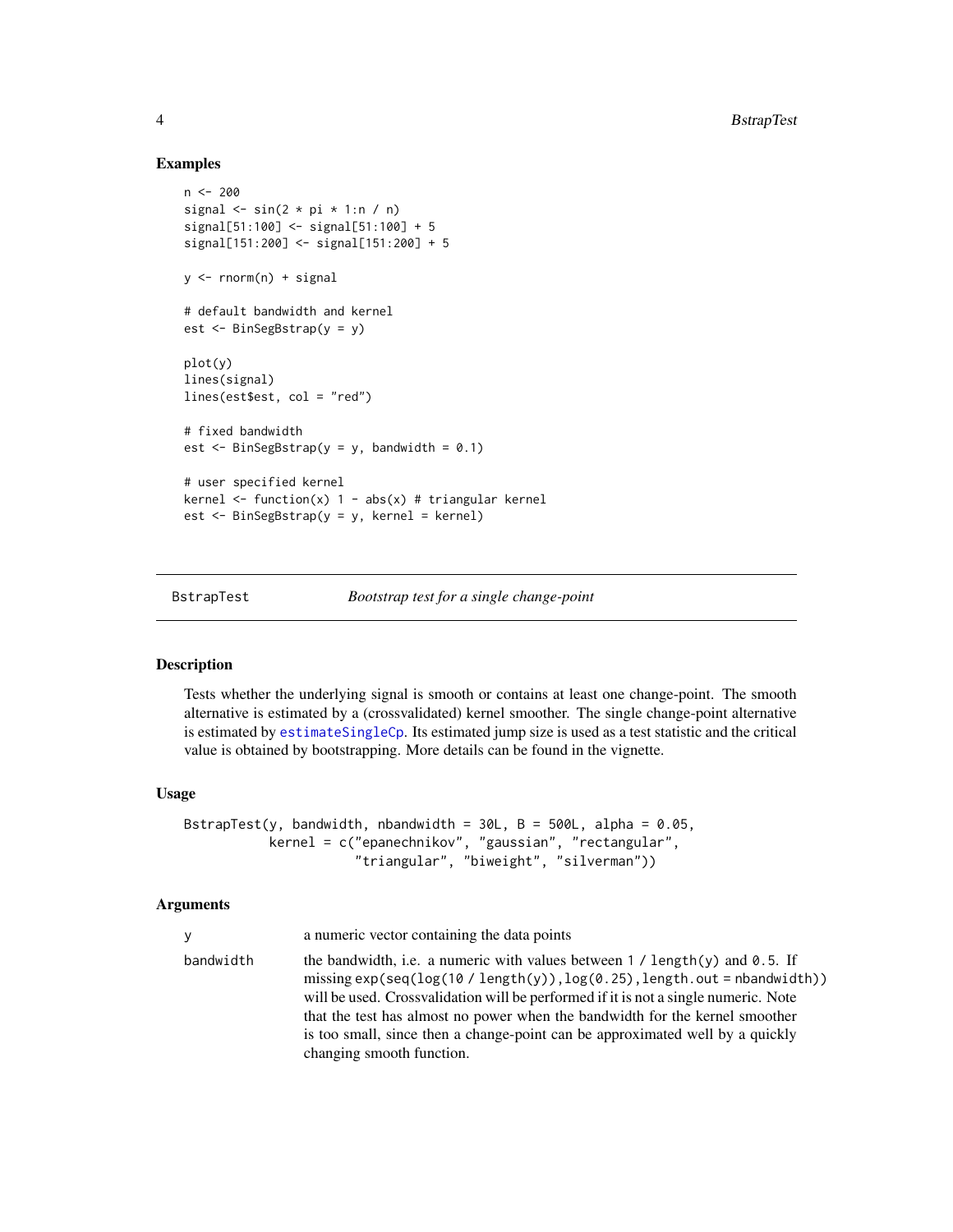### Examples

```
n <- 200
signal <- sin(2 * pi * 1:n / n)
signal[51:100] <- signal[51:100] + 5
signal[151:200] <- signal[151:200] + 5

y <- rnorm(n) + signal

# default bandwidth and kernel
est <- BinSegBstrap(y = y)

plot(y)
lines(signal)
lines(est$est, col = "red")

# fixed bandwidth
est <- BinSegBstrap(y = y, bandwidth = 0.1)

# user specified kernel
kernel <- function(x) 1 - abs(x) # triangular kernel
est <- BinSegBstrap(y = y, kernel = kernel)
```

---

## BstrapTest — *Bootstrap test for a single change-point*

---

### Description

Tests whether the underlying signal is smooth or contains at least one change-point. The smooth alternative is estimated by a (crossvalidated) kernel smoother. The single change-point alternative is estimated by `estimateSingleCp`. Its estimated jump size is used as a test statistic and the critical value is obtained by bootstrapping. More details can be found in the vignette.

### Usage

```
BstrapTest(y, bandwidth, nbandwidth = 30L, B = 500L, alpha = 0.05,
           kernel = c("epanechnikov", "gaussian", "rectangular",
                      "triangular", "biweight", "silverman"))
```

### Arguments

| | |
|---|---|
| `y` | a numeric vector containing the data points |
| `bandwidth` | the bandwidth, i.e. a numeric with values between `1 / length(y)` and `0.5`. If missing `exp(seq(log(10 / length(y)),log(0.25),length.out = nbandwidth))` will be used. Crossvalidation will be performed if it is not a single numeric. Note that the test has almost no power when the bandwidth for the kernel smoother is too small, since then a change-point can be approximated well by a quickly changing smooth function. |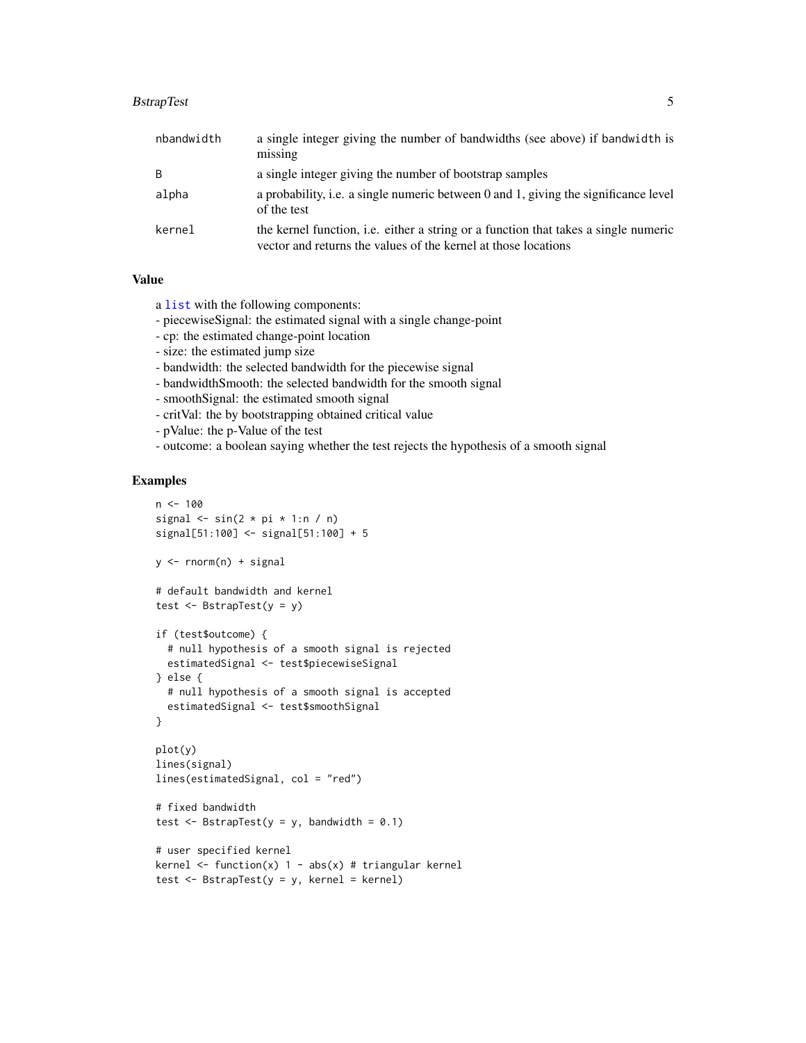| | |
|---|---|
| nbandwidth | a single integer giving the number of bandwidths (see above) if bandwidth is missing |
| B | a single integer giving the number of bootstrap samples |
| alpha | a probability, i.e. a single numeric between 0 and 1, giving the significance level of the test |
| kernel | the kernel function, i.e. either a string or a function that takes a single numeric vector and returns the values of the kernel at those locations |

## Value

a list with the following components:
- piecewiseSignal: the estimated signal with a single change-point
- cp: the estimated change-point location
- size: the estimated jump size
- bandwidth: the selected bandwidth for the piecewise signal
- bandwidthSmooth: the selected bandwidth for the smooth signal
- smoothSignal: the estimated smooth signal
- critVal: the by bootstrapping obtained critical value
- pValue: the p-Value of the test
- outcome: a boolean saying whether the test rejects the hypothesis of a smooth signal

## Examples

```
n <- 100
signal <- sin(2 * pi * 1:n / n)
signal[51:100] <- signal[51:100] + 5

y <- rnorm(n) + signal

# default bandwidth and kernel
test <- BstrapTest(y = y)

if (test$outcome) {
  # null hypothesis of a smooth signal is rejected
  estimatedSignal <- test$piecewiseSignal
} else {
  # null hypothesis of a smooth signal is accepted
  estimatedSignal <- test$smoothSignal
}

plot(y)
lines(signal)
lines(estimatedSignal, col = "red")

# fixed bandwidth
test <- BstrapTest(y = y, bandwidth = 0.1)

# user specified kernel
kernel <- function(x) 1 - abs(x) # triangular kernel
test <- BstrapTest(y = y, kernel = kernel)
```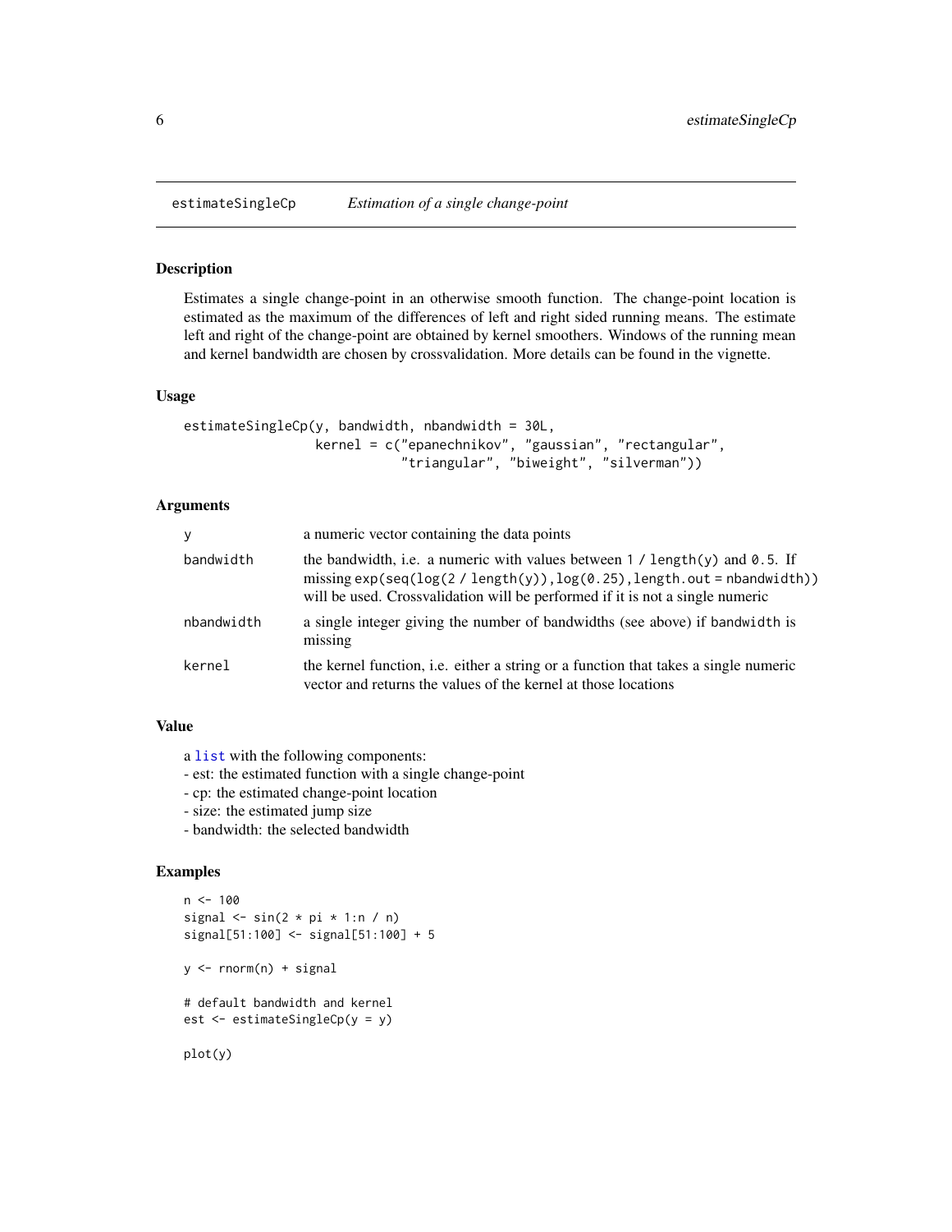## estimateSingleCp — *Estimation of a single change-point*

### Description

Estimates a single change-point in an otherwise smooth function. The change-point location is estimated as the maximum of the differences of left and right sided running means. The estimate left and right of the change-point are obtained by kernel smoothers. Windows of the running mean and kernel bandwidth are chosen by crossvalidation. More details can be found in the vignette.

### Usage

```
estimateSingleCp(y, bandwidth, nbandwidth = 30L,
                 kernel = c("epanechnikov", "gaussian", "rectangular",
                            "triangular", "biweight", "silverman"))
```

### Arguments

| | |
|---|---|
| `y` | a numeric vector containing the data points |
| `bandwidth` | the bandwidth, i.e. a numeric with values between `1 / length(y)` and `0.5`. If missing `exp(seq(log(2 / length(y)),log(0.25),length.out = nbandwidth))` will be used. Crossvalidation will be performed if it is not a single numeric |
| `nbandwidth` | a single integer giving the number of bandwidths (see above) if `bandwidth` is missing |
| `kernel` | the kernel function, i.e. either a string or a function that takes a single numeric vector and returns the values of the kernel at those locations |

### Value

a `list` with the following components:
- est: the estimated function with a single change-point
- cp: the estimated change-point location
- size: the estimated jump size
- bandwidth: the selected bandwidth

### Examples

```
n <- 100
signal <- sin(2 * pi * 1:n / n)
signal[51:100] <- signal[51:100] + 5

y <- rnorm(n) + signal

# default bandwidth and kernel
est <- estimateSingleCp(y = y)

plot(y)
```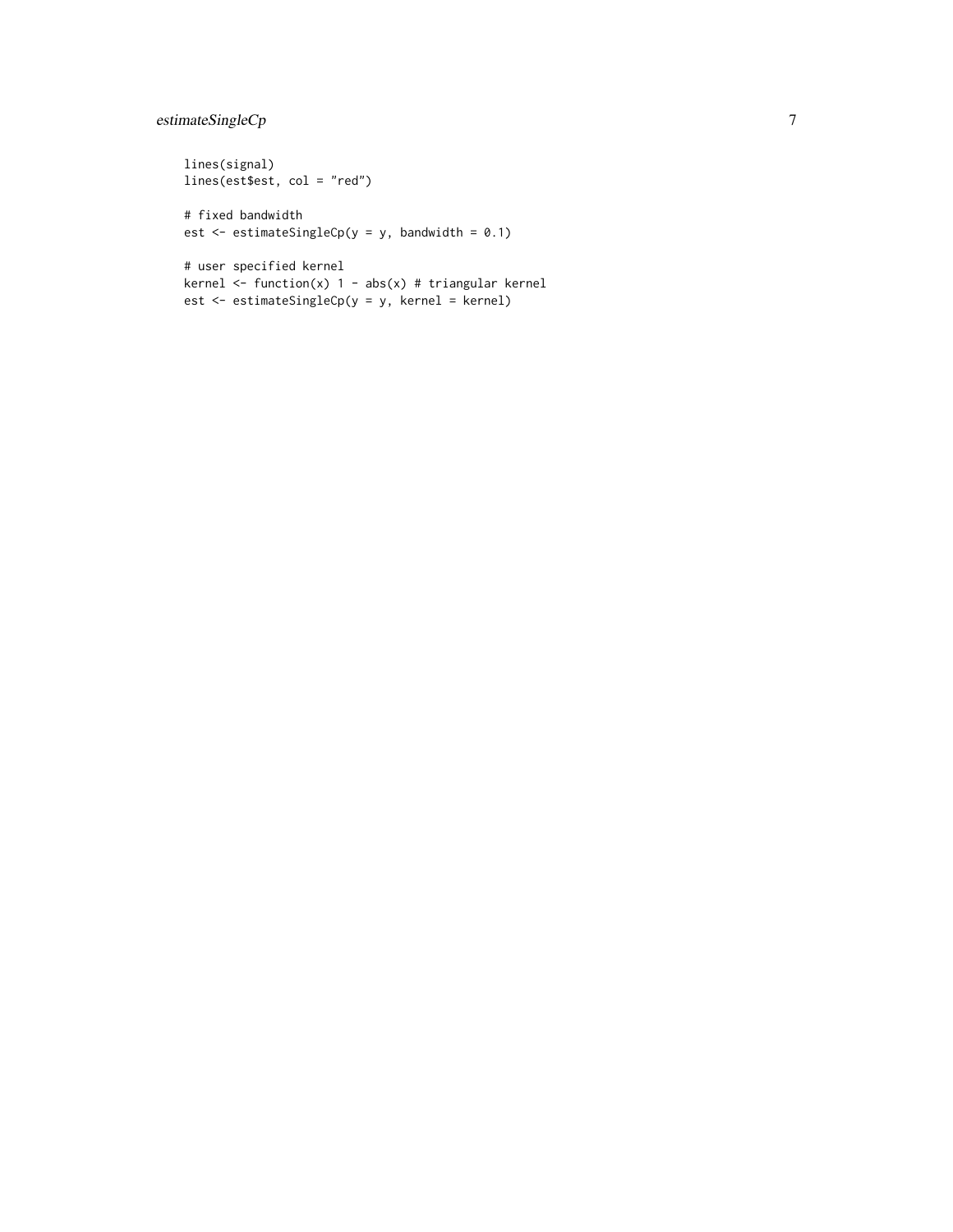```
lines(signal)
lines(est$est, col = "red")

# fixed bandwidth
est <- estimateSingleCp(y = y, bandwidth = 0.1)

# user specified kernel
kernel <- function(x) 1 - abs(x) # triangular kernel
est <- estimateSingleCp(y = y, kernel = kernel)
```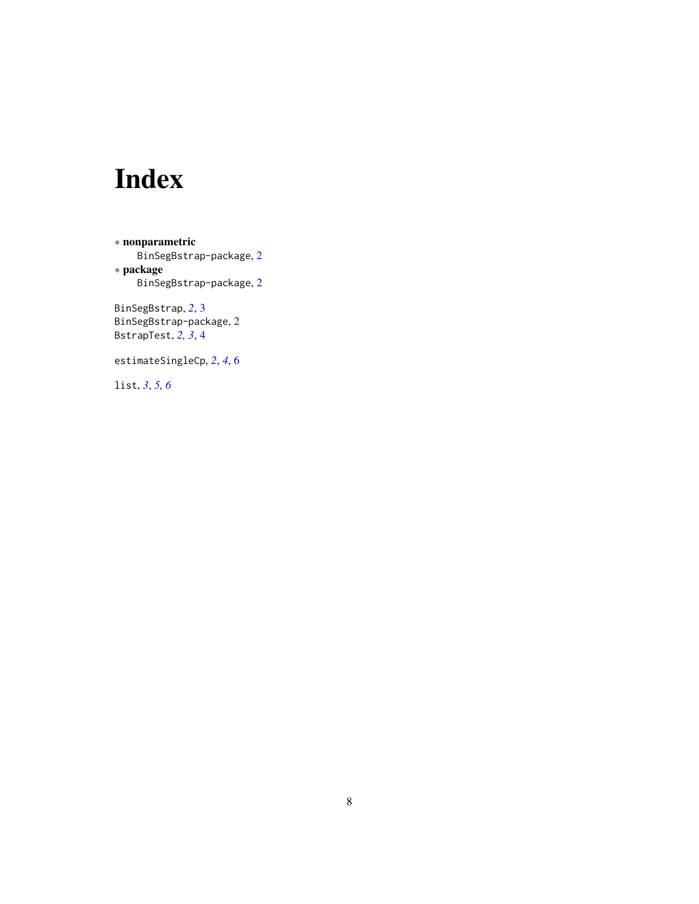# Index

∗ **nonparametric**
    BinSegBstrap-package, 2
∗ **package**
    BinSegBstrap-package, 2

BinSegBstrap, *2*, 3
BinSegBstrap-package, 2
BstrapTest, *2, 3*, 4

estimateSingleCp, *2*, *4*, 6

list, *3*, *5, 6*